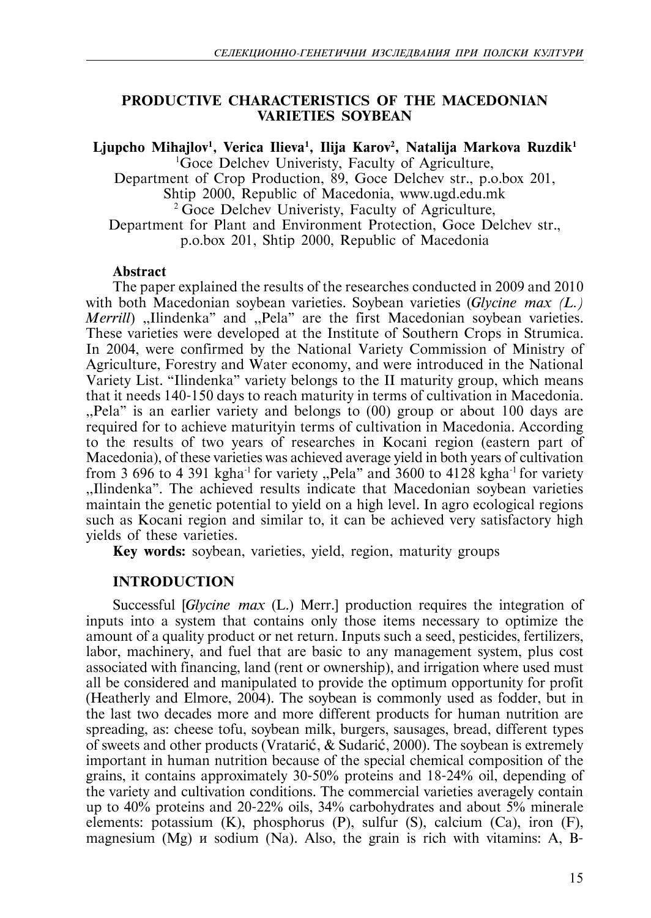# PRODUCTIVE CHARACTERISTICS OF THE MACEDONIAN VARIETIES SOYBEAN

**Ljupcho Mihajlov[1], Verica Ilieva[1], Ilija Karov[2], Natalija Markova Ruzdik[1]**

[1]Goce Delchev Univeristy, Faculty of Agriculture, Department of Crop Production, 89, Goce Delchev str., p.o.box 201, Shtip 2000, Republic of Macedonia, www.ugd.edu.mk

[2] Goce Delchev Univeristy, Faculty of Agriculture, Department for Plant and Environment Protection, Goce Delchev str., p.o.box 201, Shtip 2000, Republic of Macedonia

## Abstract

The paper explained the results of the researches conducted in 2009 and 2010 with both Macedonian soybean varieties. Soybean varieties (*Glycine max (L.) Merrill*) „Ilindenka" and „Pela" are the first Macedonian soybean varieties. These varieties were developed at the Institute of Southern Crops in Strumica. In 2004, were confirmed by the National Variety Commission of Ministry of Agriculture, Forestry and Water economy, and were introduced in the National Variety List. "Ilindenka" variety belongs to the II maturity group, which means that it needs 140-150 days to reach maturity in terms of cultivation in Macedonia. „Pela" is an earlier variety and belongs to (00) group or about 100 days are required for to achieve maturityin terms of cultivation in Macedonia. According to the results of two years of researches in Kocani region (eastern part of Macedonia), of these varieties was achieved average yield in both years of cultivation from 3 696 to 4 391 $kgha^{-1}$ for variety „Pela" and 3600 to 4128 $kgha^{-1}$ for variety „Ilindenka". The achieved results indicate that Macedonian soybean varieties maintain the genetic potential to yield on a high level. In agro ecological regions such as Kocani region and similar to, it can be achieved very satisfactory high yields of these varieties.

**Key words:** soybean, varieties, yield, region, maturity groups

## INTRODUCTION

Successful [*Glycine max* (L.) Merr.] production requires the integration of inputs into a system that contains only those items necessary to optimize the amount of a quality product or net return. Inputs such a seed, pesticides, fertilizers, labor, machinery, and fuel that are basic to any management system, plus cost associated with financing, land (rent or ownership), and irrigation where used must all be considered and manipulated to provide the optimum opportunity for profit (Heatherly and Elmore, 2004). The soybean is commonly used as fodder, but in the last two decades more and more different products for human nutrition are spreading, as: cheese tofu, soybean milk, burgers, sausages, bread, different types of sweets and other products (Vratarić, & Sudarić, 2000). The soybean is extremely important in human nutrition because of the special chemical composition of the grains, it contains approximately 30-50% proteins and 18-24% oil, depending of the variety and cultivation conditions. The commercial varieties averagely contain up to 40% proteins and 20-22% oils, 34% carbohydrates and about 5% minerale elements: potassium (K), phosphorus (P), sulfur (S), calcium (Ca), iron (F), magnesium (Mg) и sodium (Na). Also, the grain is rich with vitamins: A, B-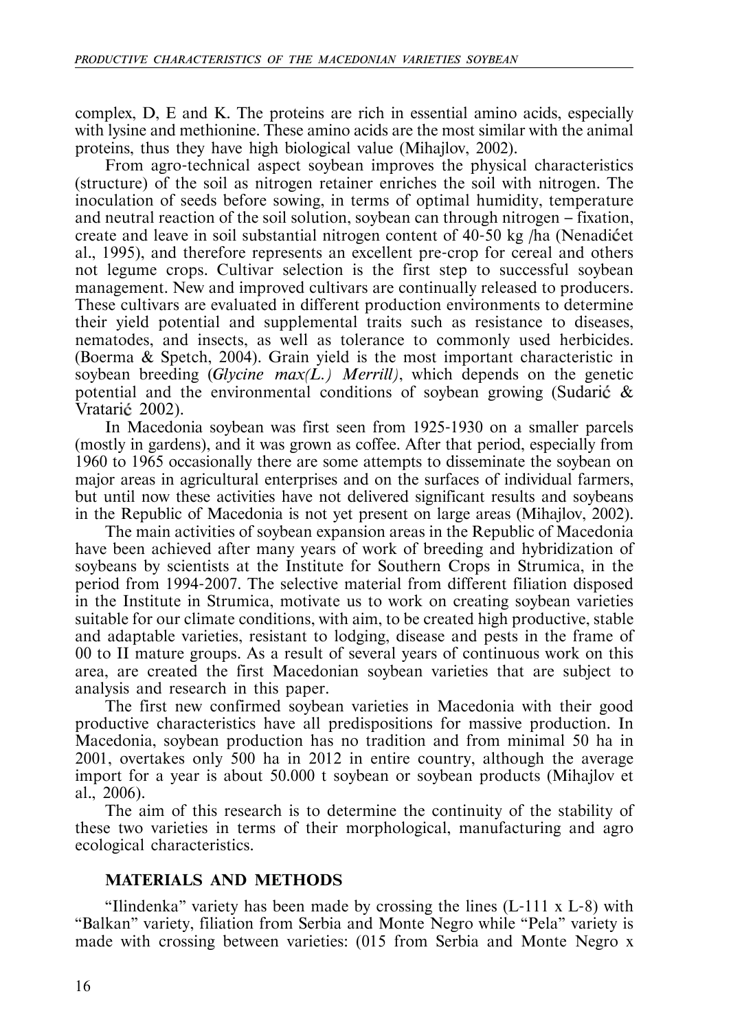complex, D, E and K. The proteins are rich in essential amino acids, especially with lysine and methionine. These amino acids are the most similar with the animal proteins, thus they have high biological value (Mihajlov, 2002).

From agro-technical aspect soybean improves the physical characteristics (structure) of the soil as nitrogen retainer enriches the soil with nitrogen. The inoculation of seeds before sowing, in terms of optimal humidity, temperature and neutral reaction of the soil solution, soybean can through nitrogen – fixation, create and leave in soil substantial nitrogen content of 40-50 kg /ha (Nenadićet al., 1995), and therefore represents an excellent pre-crop for cereal and others not legume crops. Cultivar selection is the first step to successful soybean management. New and improved cultivars are continually released to producers. These cultivars are evaluated in different production environments to determine their yield potential and supplemental traits such as resistance to diseases, nematodes, and insects, as well as tolerance to commonly used herbicides. (Boerma & Spetch, 2004). Grain yield is the most important characteristic in soybean breeding (*Glycine max(L.) Merrill)*, which depends on the genetic potential and the environmental conditions of soybean growing (Sudarić & Vratarić 2002).

In Macedonia soybean was first seen from 1925-1930 on a smaller parcels (mostly in gardens), and it was grown as coffee. After that period, especially from 1960 to 1965 occasionally there are some attempts to disseminate the soybean on major areas in agricultural enterprises and on the surfaces of individual farmers, but until now these activities have not delivered significant results and soybeans in the Republic of Macedonia is not yet present on large areas (Mihajlov, 2002).

The main activities of soybean expansion areas in the Republic of Macedonia have been achieved after many years of work of breeding and hybridization of soybeans by scientists at the Institute for Southern Crops in Strumica, in the period from 1994-2007. The selective material from different filiation disposed in the Institute in Strumica, motivate us to work on creating soybean varieties suitable for our climate conditions, with aim, to be created high productive, stable and adaptable varieties, resistant to lodging, disease and pests in the frame of 00 to II mature groups. As a result of several years of continuous work on this area, are created the first Macedonian soybean varieties that are subject to analysis and research in this paper.

The first new confirmed soybean varieties in Macedonia with their good productive characteristics have all predispositions for massive production. In Macedonia, soybean production has no tradition and from minimal 50 ha in 2001, overtakes only 500 ha in 2012 in entire country, although the average import for a year is about 50.000 t soybean or soybean products (Mihajlov et al., 2006).

The aim of this research is to determine the continuity of the stability of these two varieties in terms of their morphological, manufacturing and agro ecological characteristics.

## MATERIALS AND METHODS

"Ilindenka" variety has been made by crossing the lines (L-111 x L-8) with "Balkan" variety, filiation from Serbia and Monte Negro while "Pela" variety is made with crossing between varieties: (015 from Serbia and Monte Negro x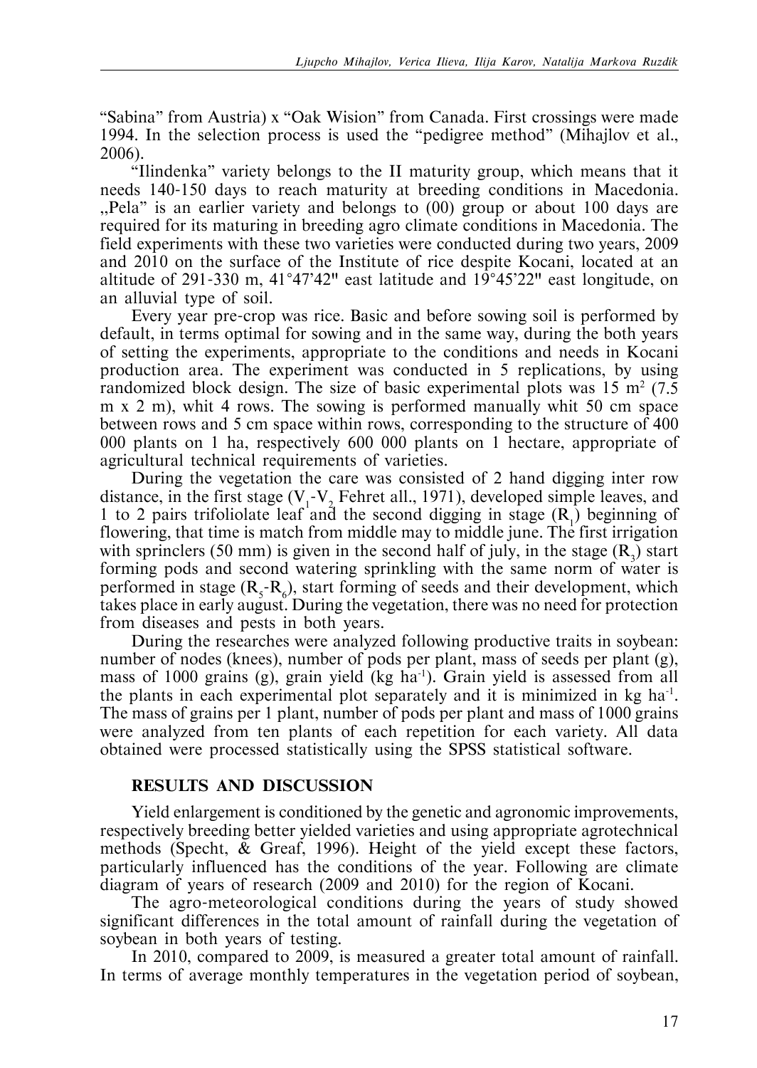"Sabina" from Austria) x "Oak Wision" from Canada. First crossings were made 1994. In the selection process is used the "pedigree method" (Mihajlov et al., 2006).

"Ilindenka" variety belongs to the II maturity group, which means that it needs 140-150 days to reach maturity at breeding conditions in Macedonia. „Pela" is an earlier variety and belongs to (00) group or about 100 days are required for its maturing in breeding agro climate conditions in Macedonia. The field experiments with these two varieties were conducted during two years, 2009 and 2010 on the surface of the Institute of rice despite Kocani, located at an altitude of 291-330 m, 41°47'42" east latitude and 19°45'22" east longitude, on an alluvial type of soil.

Every year pre-crop was rice. Basic and before sowing soil is performed by default, in terms optimal for sowing and in the same way, during the both years of setting the experiments, appropriate to the conditions and needs in Kocani production area. The experiment was conducted in 5 replications, by using randomized block design. The size of basic experimental plots was 15 m$^2$ (7.5 m x 2 m), whit 4 rows. The sowing is performed manually whit 50 cm space between rows and 5 cm space within rows, corresponding to the structure of 400 000 plants on 1 ha, respectively 600 000 plants on 1 hectare, appropriate of agricultural technical requirements of varieties.

During the vegetation the care was consisted of 2 hand digging inter row distance, in the first stage ($V_1$-$V_2$ Fehret all., 1971), developed simple leaves, and 1 to 2 pairs trifoliolate leaf and the second digging in stage ($R_1$) beginning of flowering, that time is match from middle may to middle june. The first irrigation with sprinclers (50 mm) is given in the second half of july, in the stage ($R_3$) start forming pods and second watering sprinkling with the same norm of water is performed in stage ($R_5$-$R_6$), start forming of seeds and their development, which takes place in early august. During the vegetation, there was no need for protection from diseases and pests in both years.

During the researches were analyzed following productive traits in soybean: number of nodes (knees), number of pods per plant, mass of seeds per plant (g), mass of 1000 grains (g), grain yield (kg ha$^{-1}$). Grain yield is assessed from all the plants in each experimental plot separately and it is minimized in kg ha$^{-1}$. The mass of grains per 1 plant, number of pods per plant and mass of 1000 grains were analyzed from ten plants of each repetition for each variety. All data obtained were processed statistically using the SPSS statistical software.

## RESULTS AND DISCUSSION

Yield enlargement is conditioned by the genetic and agronomic improvements, respectively breeding better yielded varieties and using appropriate agrotechnical methods (Specht, & Greaf, 1996). Height of the yield except these factors, particularly influenced has the conditions of the year. Following are climate diagram of years of research (2009 and 2010) for the region of Kocani.

The agro-meteorological conditions during the years of study showed significant differences in the total amount of rainfall during the vegetation of soybean in both years of testing.

In 2010, compared to 2009, is measured a greater total amount of rainfall. In terms of average monthly temperatures in the vegetation period of soybean,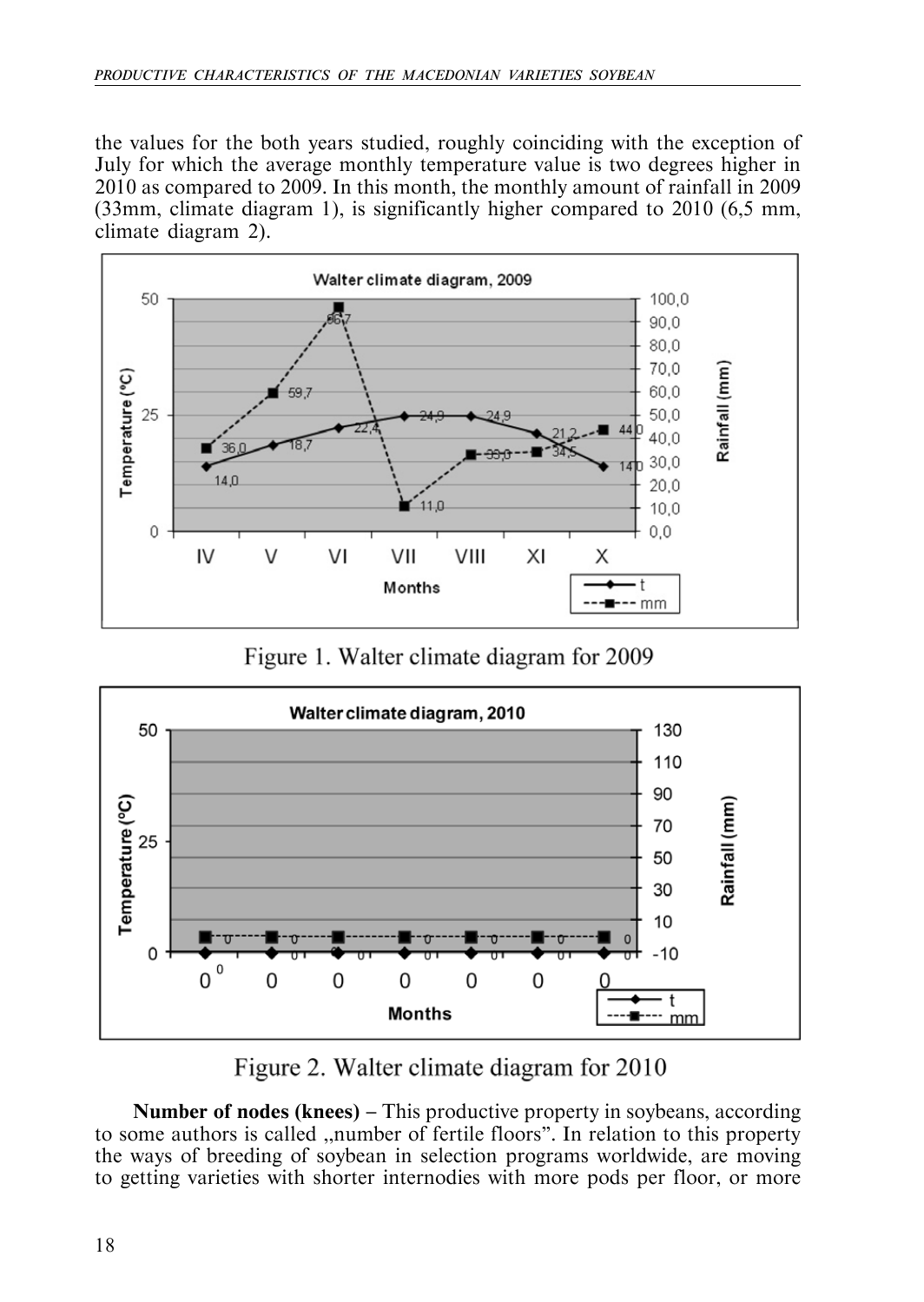the values for the both years studied, roughly coinciding with the exception of July for which the average monthly temperature value is two degrees higher in 2010 as compared to 2009. In this month, the monthly amount of rainfall in 2009 (33mm, climate diagram 1), is significantly higher compared to 2010 (6,5 mm, climate diagram 2).

Figure 1. Walter climate diagram for 2009

Figure 2. Walter climate diagram for 2010

**Number of nodes (knees)** – This productive property in soybeans, according to some authors is called „number of fertile floors". In relation to this property the ways of breeding of soybean in selection programs worldwide, are moving to getting varieties with shorter internodies with more pods per floor, or more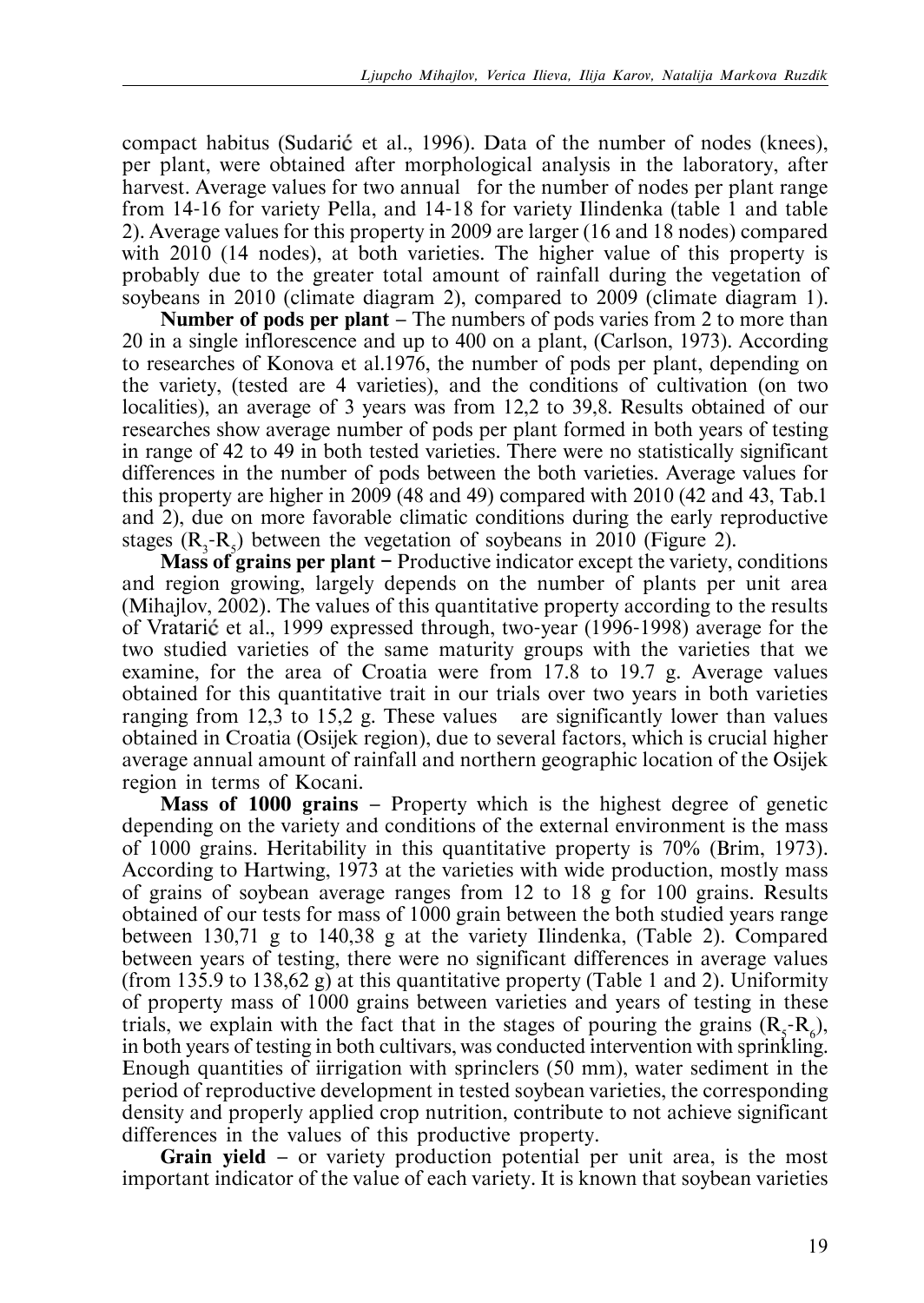compact habitus (Sudarić et al., 1996). Data of the number of nodes (knees), per plant, were obtained after morphological analysis in the laboratory, after harvest. Average values for two annual  for the number of nodes per plant range from 14-16 for variety Pella, and 14-18 for variety Ilindenka (table 1 and table 2). Average values for this property in 2009 are larger (16 and 18 nodes) compared with 2010 (14 nodes), at both varieties. The higher value of this property is probably due to the greater total amount of rainfall during the vegetation of soybeans in 2010 (climate diagram 2), compared to 2009 (climate diagram 1).

**Number of pods per plant** – The numbers of pods varies from 2 to more than 20 in a single inflorescence and up to 400 on a plant, (Carlson, 1973). According to researches of Konova et al.1976, the number of pods per plant, depending on the variety, (tested are 4 varieties), and the conditions of cultivation (on two localities), an average of 3 years was from 12,2 to 39,8. Results obtained of our researches show average number of pods per plant formed in both years of testing in range of 42 to 49 in both tested varieties. There were no statistically significant differences in the number of pods between the both varieties. Average values for this property are higher in 2009 (48 and 49) compared with 2010 (42 and 43, Tab.1 and 2), due on more favorable climatic conditions during the early reproductive stages ($R_3$-$R_5$) between the vegetation of soybeans in 2010 (Figure 2).

**Mass of grains per plant** – Productive indicator except the variety, conditions and region growing, largely depends on the number of plants per unit area (Mihajlov, 2002). The values of this quantitative property according to the results of Vratarić et al., 1999 expressed through, two-year (1996-1998) average for the two studied varieties of the same maturity groups with the varieties that we examine, for the area of Croatia were from 17.8 to 19.7 g. Average values obtained for this quantitative trait in our trials over two years in both varieties ranging from 12,3 to 15,2 g. These values  are significantly lower than values obtained in Croatia (Osijek region), due to several factors, which is crucial higher average annual amount of rainfall and northern geographic location of the Osijek region in terms of Kocani.

**Mass of 1000 grains** – Property which is the highest degree of genetic depending on the variety and conditions of the external environment is the mass of 1000 grains. Heritability in this quantitative property is 70% (Brim, 1973). According to Hartwing, 1973 at the varieties with wide production, mostly mass of grains of soybean average ranges from 12 to 18 g for 100 grains. Results obtained of our tests for mass of 1000 grain between the both studied years range between 130,71 g to 140,38 g at the variety Ilindenka, (Table 2). Compared between years of testing, there were no significant differences in average values (from 135.9 to 138,62 g) at this quantitative property (Table 1 and 2). Uniformity of property mass of 1000 grains between varieties and years of testing in these trials, we explain with the fact that in the stages of pouring the grains ($R_5$-$R_6$), in both years of testing in both cultivars, was conducted intervention with sprinkling. Enough quantities of iirrigation with sprinclers (50 mm), water sediment in the period of reproductive development in tested soybean varieties, the corresponding density and properly applied crop nutrition, contribute to not achieve significant differences in the values of this productive property.

**Grain yield** – or variety production potential per unit area, is the most important indicator of the value of each variety. It is known that soybean varieties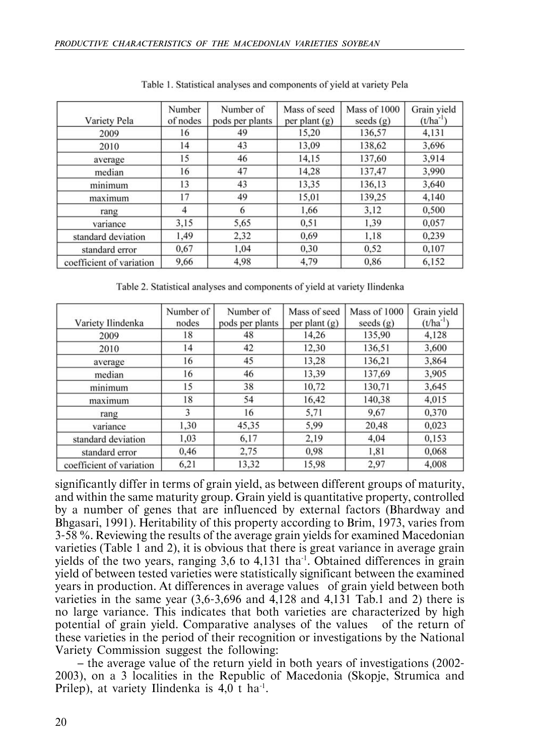Table 1. Statistical analyses and components of yield at variety Pela

| Variety Pela | Number of nodes | Number of pods per plants | Mass of seed per plant (g) | Mass of 1000 seeds (g) | Grain yield (t/ha$^{-1}$) |
|---|---|---|---|---|---|
| 2009 | 16 | 49 | 15,20 | 136,57 | 4,131 |
| 2010 | 14 | 43 | 13,09 | 138,62 | 3,696 |
| average | 15 | 46 | 14,15 | 137,60 | 3,914 |
| median | 16 | 47 | 14,28 | 137,47 | 3,990 |
| minimum | 13 | 43 | 13,35 | 136,13 | 3,640 |
| maximum | 17 | 49 | 15,01 | 139,25 | 4,140 |
| rang | 4 | 6 | 1,66 | 3,12 | 0,500 |
| variance | 3,15 | 5,65 | 0,51 | 1,39 | 0,057 |
| standard deviation | 1,49 | 2,32 | 0,69 | 1,18 | 0,239 |
| standard error | 0,67 | 1,04 | 0,30 | 0,52 | 0,107 |
| coefficient of variation | 9,66 | 4,98 | 4,79 | 0,86 | 6,152 |

Table 2. Statistical analyses and components of yield at variety Ilindenka

| Variety Ilindenka | Number of nodes | Number of pods per plants | Mass of seed per plant (g) | Mass of 1000 seeds (g) | Grain yield (t/ha$^{-1}$) |
|---|---|---|---|---|---|
| 2009 | 18 | 48 | 14,26 | 135,90 | 4,128 |
| 2010 | 14 | 42 | 12,30 | 136,51 | 3,600 |
| average | 16 | 45 | 13,28 | 136,21 | 3,864 |
| median | 16 | 46 | 13,39 | 137,69 | 3,905 |
| minimum | 15 | 38 | 10,72 | 130,71 | 3,645 |
| maximum | 18 | 54 | 16,42 | 140,38 | 4,015 |
| rang | 3 | 16 | 5,71 | 9,67 | 0,370 |
| variance | 1,30 | 45,35 | 5,99 | 20,48 | 0,023 |
| standard deviation | 1,03 | 6,17 | 2,19 | 4,04 | 0,153 |
| standard error | 0,46 | 2,75 | 0,98 | 1,81 | 0,068 |
| coefficient of variation | 6,21 | 13,32 | 15,98 | 2,97 | 4,008 |

significantly differ in terms of grain yield, as between different groups of maturity, and within the same maturity group. Grain yield is quantitative property, controlled by a number of genes that are influenced by external factors (Bhardway and Bhgasari, 1991). Heritability of this property according to Brim, 1973, varies from 3-58 %. Reviewing the results of the average grain yields for examined Macedonian varieties (Table 1 and 2), it is obvious that there is great variance in average grain yields of the two years, ranging 3,6 to 4,131 tha$^{-1}$. Obtained differences in grain yield of between tested varieties were statistically significant between the examined years in production. At differences in average values of grain yield between both varieties in the same year (3,6-3,696 and 4,128 and 4,131 Tab.1 and 2) there is no large variance. This indicates that both varieties are characterized by high potential of grain yield. Comparative analyses of the values of the return of these varieties in the period of their recognition or investigations by the National Variety Commission suggest the following:

– the average value of the return yield in both years of investigations (2002-2003), on a 3 localities in the Republic of Macedonia (Skopje, Strumica and Prilep), at variety Ilindenka is 4,0 t ha$^{-1}$.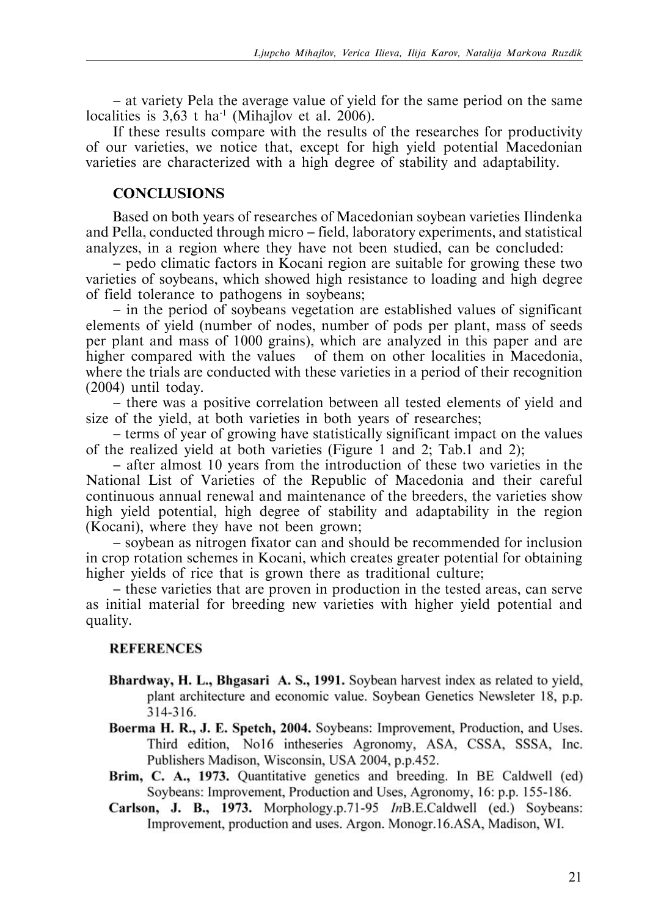– at variety Pela the average value of yield for the same period on the same localities is 3,63 t ha$^{-1}$ (Mihajlov et al. 2006).

If these results compare with the results of the researches for productivity of our varieties, we notice that, except for high yield potential Macedonian varieties are characterized with a high degree of stability and adaptability.

## CONCLUSIONS

Based on both years of researches of Macedonian soybean varieties Ilindenka and Pella, conducted through micro – field, laboratory experiments, and statistical analyzes, in a region where they have not been studied, can be concluded:

– pedo climatic factors in Kocani region are suitable for growing these two varieties of soybeans, which showed high resistance to loading and high degree of field tolerance to pathogens in soybeans;

– in the period of soybeans vegetation are established values of significant elements of yield (number of nodes, number of pods per plant, mass of seeds per plant and mass of 1000 grains), which are analyzed in this paper and are higher compared with the values of them on other localities in Macedonia, where the trials are conducted with these varieties in a period of their recognition (2004) until today.

– there was a positive correlation between all tested elements of yield and size of the yield, at both varieties in both years of researches;

– terms of year of growing have statistically significant impact on the values of the realized yield at both varieties (Figure 1 and 2; Tab.1 and 2);

– after almost 10 years from the introduction of these two varieties in the National List of Varieties of the Republic of Macedonia and their careful continuous annual renewal and maintenance of the breeders, the varieties show high yield potential, high degree of stability and adaptability in the region (Kocani), where they have not been grown;

– soybean as nitrogen fixator can and should be recommended for inclusion in crop rotation schemes in Kocani, which creates greater potential for obtaining higher yields of rice that is grown there as traditional culture;

– these varieties that are proven in production in the tested areas, can serve as initial material for breeding new varieties with higher yield potential and quality.

## REFERENCES

**Bhardway, H. L., Bhgasari A. S., 1991.** Soybean harvest index as related to yield, plant architecture and economic value. Soybean Genetics Newsleter 18, p.p. 314-316.

**Boerma H. R., J. E. Spetch, 2004.** Soybeans: Improvement, Production, and Uses. Third edition, No16 intheseries Agronomy, ASA, CSSA, SSSA, Inc. Publishers Madison, Wisconsin, USA 2004, p.p.452.

**Brim, C. A., 1973.** Quantitative genetics and breeding. In BE Caldwell (ed) Soybeans: Improvement, Production and Uses, Agronomy, 16: p.p. 155-186.

**Carlson, J. B., 1973.** Morphology.p.71-95 *In*B.E.Caldwell (ed.) Soybeans: Improvement, production and uses. Argon. Monogr.16.ASA, Madison, WI.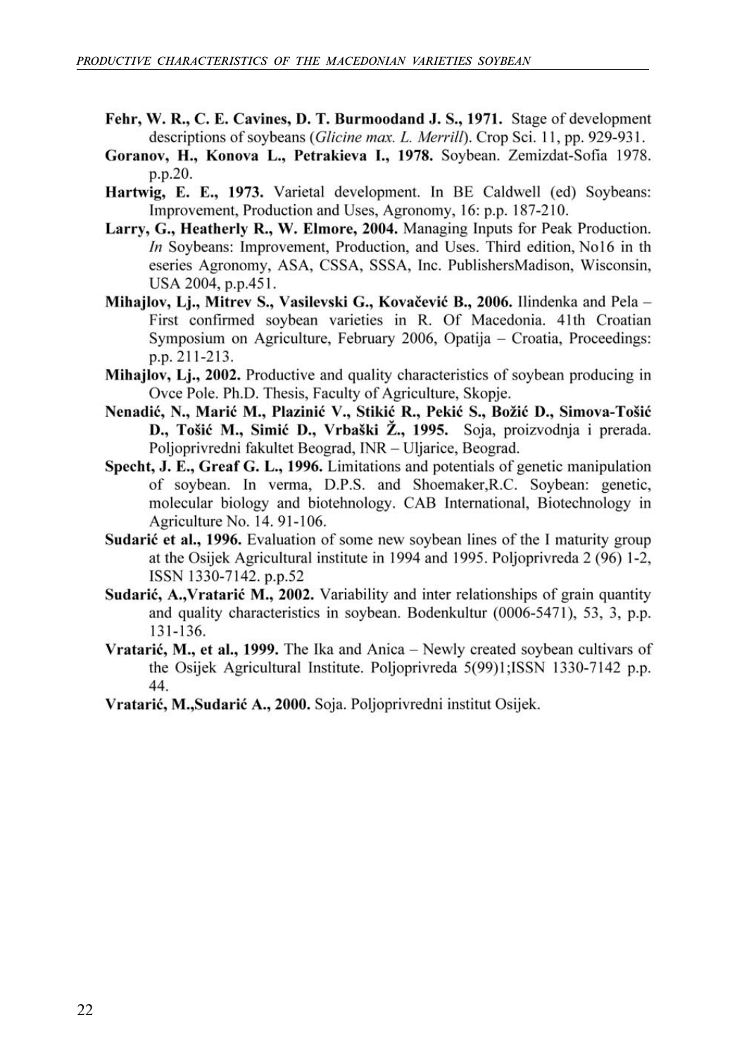**Fehr, W. R., C. E. Cavines, D. T. Burmoodand J. S., 1971.** Stage of development descriptions of soybeans (*Glicine max. L. Merrill*). Crop Sci. 11, pp. 929-931.

**Goranov, H., Konova L., Petrakieva I., 1978.** Soybean. Zemizdat-Sofia 1978. p.p.20.

**Hartwig, E. E., 1973.** Varietal development. In BE Caldwell (ed) Soybeans: Improvement, Production and Uses, Agronomy, 16: p.p. 187-210.

**Larry, G., Heatherly R., W. Elmore, 2004.** Managing Inputs for Peak Production. *In* Soybeans: Improvement, Production, and Uses. Third edition, No16 in th eseries Agronomy, ASA, CSSA, SSSA, Inc. PublishersMadison, Wisconsin, USA 2004, p.p.451.

**Mihajlov, Lj., Mitrev S., Vasilevski G., Kovačević B., 2006.** Ilindenka and Pela – First confirmed soybean varieties in R. Of Macedonia. 41th Croatian Symposium on Agriculture, February 2006, Opatija – Croatia, Proceedings: p.p. 211-213.

**Mihajlov, Lj., 2002.** Productive and quality characteristics of soybean producing in Ovce Pole. Ph.D. Thesis, Faculty of Agriculture, Skopje.

**Nenadić, N., Marić M., Plazinić V., Stikić R., Pekić S., Božić D., Simova-Tošić D., Tošić M., Simić D., Vrbaški Ž., 1995.** Soja, proizvodnja i prerada. Poljoprivredni fakultet Beograd, INR – Uljarice, Beograd.

**Specht, J. E., Greaf G. L., 1996.** Limitations and potentials of genetic manipulation of soybean. In verma, D.P.S. and Shoemaker,R.C. Soybean: genetic, molecular biology and biotehnology. CAB International, Biotechnology in Agriculture No. 14. 91-106.

**Sudarić et al., 1996.** Evaluation of some new soybean lines of the I maturity group at the Osijek Agricultural institute in 1994 and 1995. Poljoprivreda 2 (96) 1-2, ISSN 1330-7142. p.p.52

**Sudarić, A.,Vratarić M., 2002.** Variability and inter relationships of grain quantity and quality characteristics in soybean. Bodenkultur (0006-5471), 53, 3, p.p. 131-136.

**Vratarić, M., et al., 1999.** The Ika and Anica – Newly created soybean cultivars of the Osijek Agricultural Institute. Poljoprivreda 5(99)1;ISSN 1330-7142 p.p. 44.

**Vratarić, M.,Sudarić A., 2000.** Soja. Poljoprivredni institut Osijek.